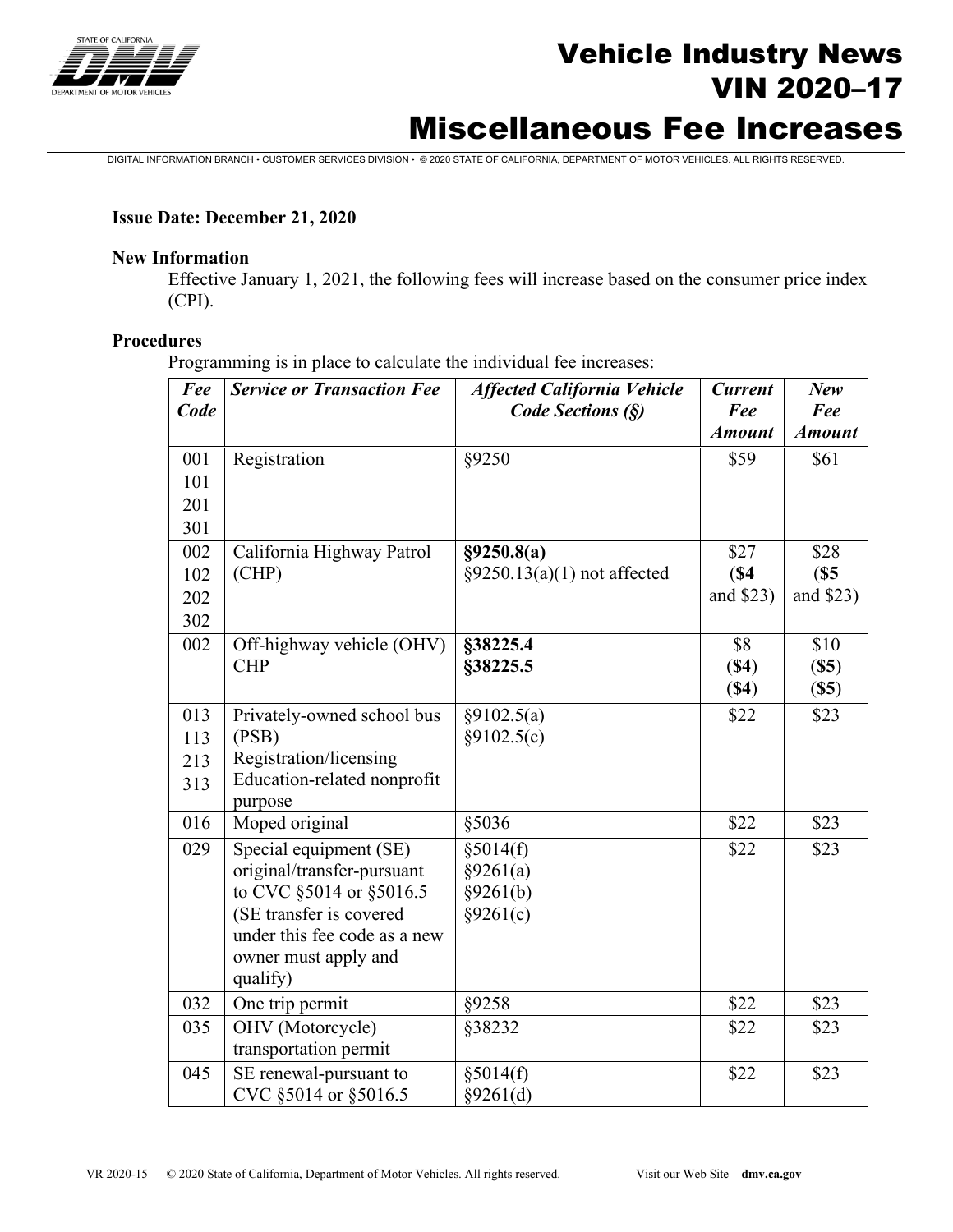# Vehicle Industry News VIN 2020–17

# Miscellaneous Fee Increases

DIGITAL INFORMATION BRANCH • CUSTOMER SERVICES DIVISION • © 2020 STATE OF CALIFORNIA, DEPARTMENT OF MOTOR VEHICLES. ALL RIGHTS RESERVED.

**Issue Date: December 21, 2020**

**New Information**

Effective January 1, 2021, the following fees will increase based on the consumer price index (CPI).

**Procedures**

Programming is in place to calculate the individual fee increases:

| *Fee Code* | *Service or Transaction Fee* | *Affected California Vehicle Code Sections (§)* | *Current Fee Amount* | *New Fee Amount* |
|---|---|---|---|---|
| 001<br>101<br>201<br>301 | Registration | §9250 | $59 | $61 |
| 002<br>102<br>202<br>302 | California Highway Patrol (CHP) | **§9250.8(a)**<br>§9250.13(a)(1) not affected | $27<br>(**$4** and $23) | $28<br>(**$5** and $23) |
| 002 | Off-highway vehicle (OHV) CHP | **§38225.4**<br>**§38225.5** | $8<br>**($4)**<br>**($4)** | $10<br>**($5)**<br>**($5)** |
| 013<br>113<br>213<br>313 | Privately-owned school bus (PSB)<br>Registration/licensing<br>Education-related nonprofit purpose | §9102.5(a)<br>§9102.5(c) | $22 | $23 |
| 016 | Moped original | §5036 | $22 | $23 |
| 029 | Special equipment (SE) original/transfer-pursuant to CVC §5014 or §5016.5 (SE transfer is covered under this fee code as a new owner must apply and qualify) | §5014(f)<br>§9261(a)<br>§9261(b)<br>§9261(c) | $22 | $23 |
| 032 | One trip permit | §9258 | $22 | $23 |
| 035 | OHV (Motorcycle) transportation permit | §38232 | $22 | $23 |
| 045 | SE renewal-pursuant to CVC §5014 or §5016.5 | §5014(f)<br>§9261(d) | $22 | $23 |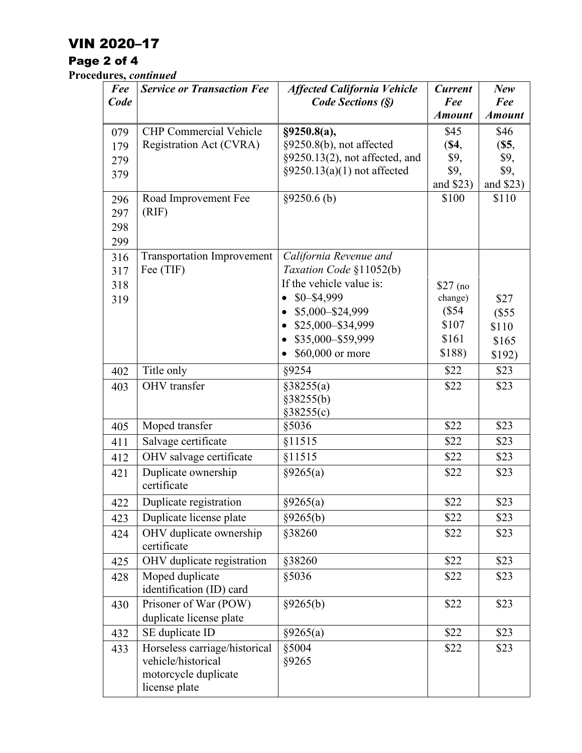**Procedures, *continued***

| *Fee Code* | *Service or Transaction Fee* | *Affected California Vehicle Code Sections (§)* | *Current Fee Amount* | *New Fee Amount* |
|---|---|---|---|---|
| 079<br>179<br>279<br>379 | CHP Commercial Vehicle Registration Act (CVRA) | **§9250.8(a),**<br>§9250.8(b), not affected<br>§9250.13(2), not affected, and<br>§9250.13(a)(1) not affected | $45<br>(**$4**,<br>$9,<br>$9,<br>and $23) | $46<br>(**$5**,<br>$9,<br>$9,<br>and $23) |
| 296<br>297<br>298<br>299 | Road Improvement Fee (RIF) | §9250.6 (b) | $100 | $110 |
| 316<br>317<br>318<br>319 | Transportation Improvement Fee (TIF) | *California Revenue and Taxation Code* §11052(b)<br>If the vehicle value is:<br>• $0–$4,999<br>• $5,000–$24,999<br>• $25,000–$34,999<br>• $35,000–$59,999<br>• $60,000 or more | $27 (no change)<br>($54<br>$107<br>$161<br>$188) | $27<br>($55<br>$110<br>$165<br>$192) |
| 402 | Title only | §9254 | $22 | $23 |
| 403 | OHV transfer | §38255(a)<br>§38255(b)<br>§38255(c) | $22 | $23 |
| 405 | Moped transfer | §5036 | $22 | $23 |
| 411 | Salvage certificate | §11515 | $22 | $23 |
| 412 | OHV salvage certificate | §11515 | $22 | $23 |
| 421 | Duplicate ownership certificate | §9265(a) | $22 | $23 |
| 422 | Duplicate registration | §9265(a) | $22 | $23 |
| 423 | Duplicate license plate | §9265(b) | $22 | $23 |
| 424 | OHV duplicate ownership certificate | §38260 | $22 | $23 |
| 425 | OHV duplicate registration | §38260 | $22 | $23 |
| 428 | Moped duplicate identification (ID) card | §5036 | $22 | $23 |
| 430 | Prisoner of War (POW) duplicate license plate | §9265(b) | $22 | $23 |
| 432 | SE duplicate ID | §9265(a) | $22 | $23 |
| 433 | Horseless carriage/historical vehicle/historical motorcycle duplicate license plate | §5004<br>§9265 | $22 | $23 |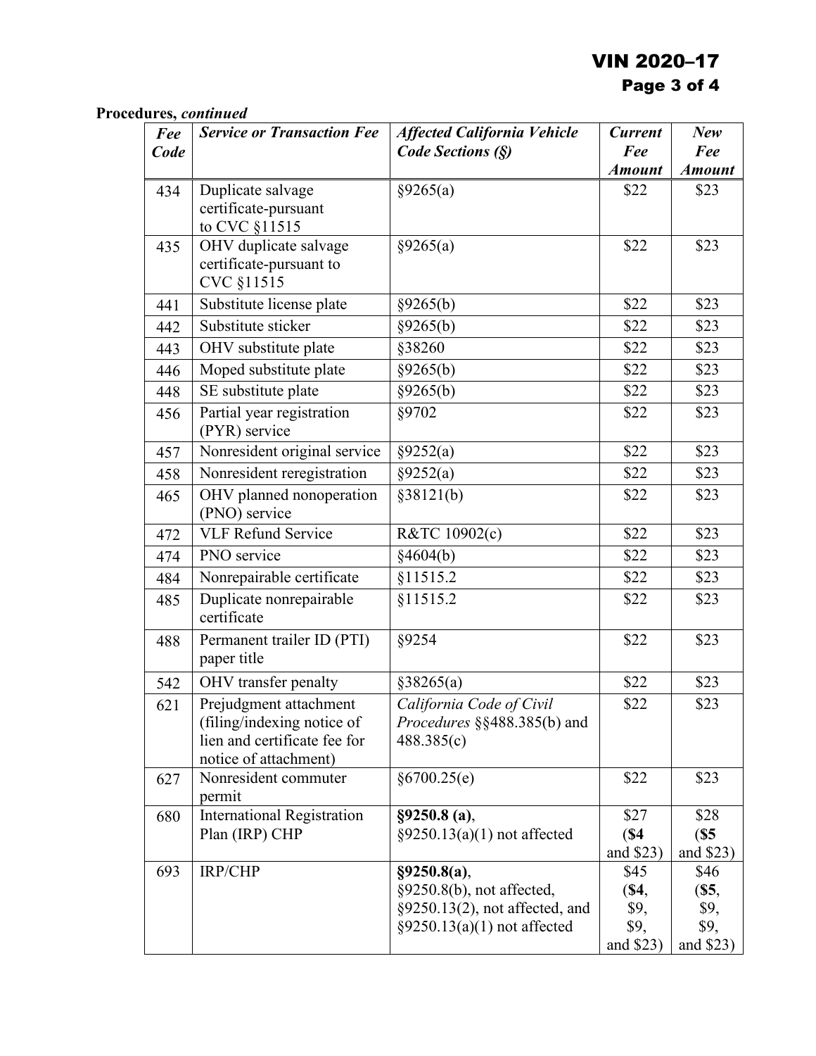**Procedures,** ***continued***

| *Fee Code* | *Service or Transaction Fee* | *Affected California Vehicle Code Sections (§)* | *Current Fee Amount* | *New Fee Amount* |
|---|---|---|---|---|
| 434 | Duplicate salvage certificate-pursuant to CVC §11515 | §9265(a) | $22 | $23 |
| 435 | OHV duplicate salvage certificate-pursuant to CVC §11515 | §9265(a) | $22 | $23 |
| 441 | Substitute license plate | §9265(b) | $22 | $23 |
| 442 | Substitute sticker | §9265(b) | $22 | $23 |
| 443 | OHV substitute plate | §38260 | $22 | $23 |
| 446 | Moped substitute plate | §9265(b) | $22 | $23 |
| 448 | SE substitute plate | §9265(b) | $22 | $23 |
| 456 | Partial year registration (PYR) service | §9702 | $22 | $23 |
| 457 | Nonresident original service | §9252(a) | $22 | $23 |
| 458 | Nonresident reregistration | §9252(a) | $22 | $23 |
| 465 | OHV planned nonoperation (PNO) service | §38121(b) | $22 | $23 |
| 472 | VLF Refund Service | R&TC 10902(c) | $22 | $23 |
| 474 | PNO service | §4604(b) | $22 | $23 |
| 484 | Nonrepairable certificate | §11515.2 | $22 | $23 |
| 485 | Duplicate nonrepairable certificate | §11515.2 | $22 | $23 |
| 488 | Permanent trailer ID (PTI) paper title | §9254 | $22 | $23 |
| 542 | OHV transfer penalty | §38265(a) | $22 | $23 |
| 621 | Prejudgment attachment (filing/indexing notice of lien and certificate fee for notice of attachment) | *California Code of Civil Procedures* §§488.385(b) and 488.385(c) | $22 | $23 |
| 627 | Nonresident commuter permit | §6700.25(e) | $22 | $23 |
| 680 | International Registration Plan (IRP) CHP | **§9250.8 (a)**, §9250.13(a)(1) not affected | $27 (**$4** and $23) | $28 (**$5** and $23) |
| 693 | IRP/CHP | **§9250.8(a)**, §9250.8(b), not affected, §9250.13(2), not affected, and §9250.13(a)(1) not affected | $45 (**$4**, $9, $9, and $23) | $46 (**$5**, $9, $9, and $23) |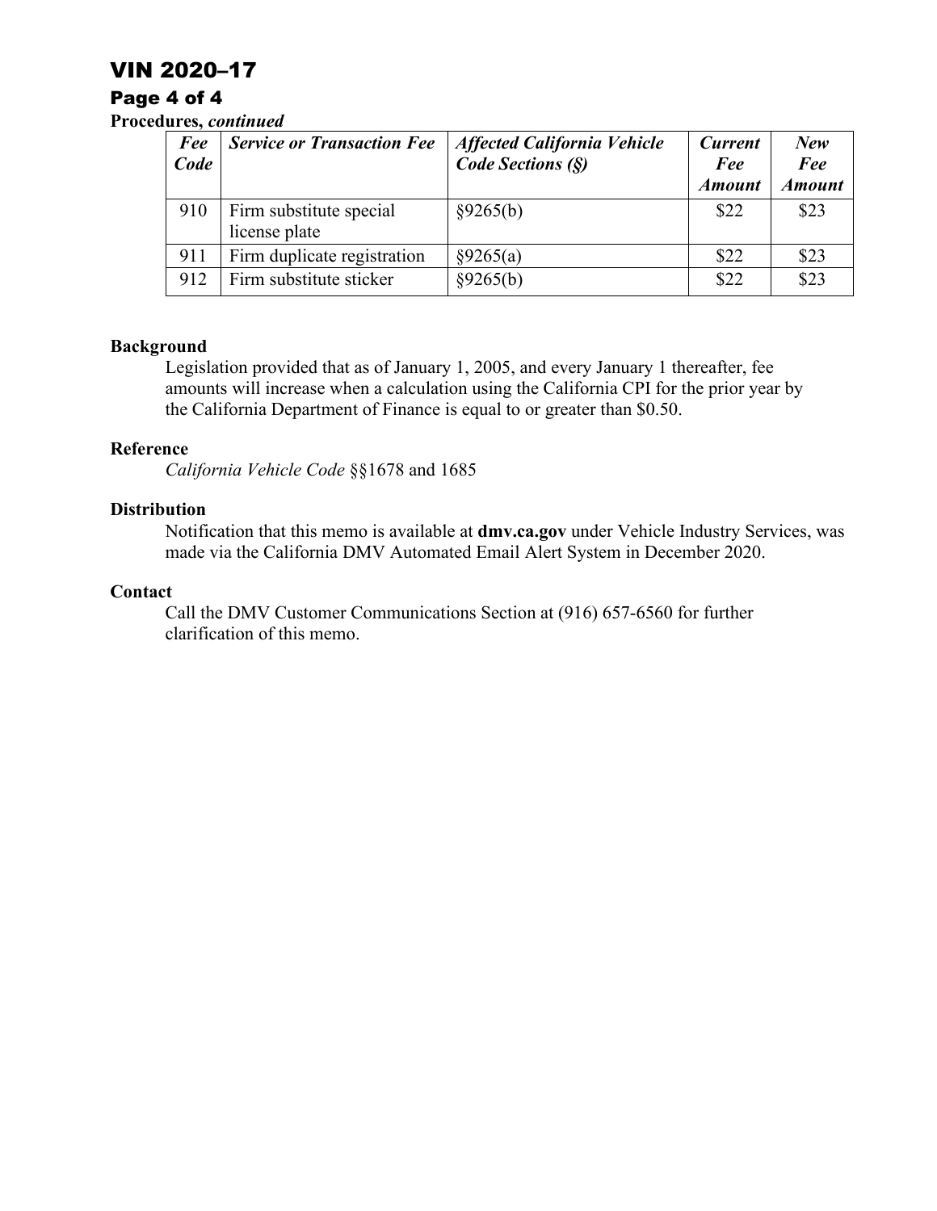**Procedures,** ***continued***

| *Fee Code* | *Service or Transaction Fee* | *Affected California Vehicle Code Sections (§)* | *Current Fee Amount* | *New Fee Amount* |
|---|---|---|---|---|
| 910 | Firm substitute special license plate | §9265(b) | \$22 | \$23 |
| 911 | Firm duplicate registration | §9265(a) | \$22 | \$23 |
| 912 | Firm substitute sticker | §9265(b) | \$22 | \$23 |

**Background**

Legislation provided that as of January 1, 2005, and every January 1 thereafter, fee amounts will increase when a calculation using the California CPI for the prior year by the California Department of Finance is equal to or greater than \$0.50.

**Reference**

*California Vehicle Code* §§1678 and 1685

**Distribution**

Notification that this memo is available at **dmv.ca.gov** under Vehicle Industry Services, was made via the California DMV Automated Email Alert System in December 2020.

**Contact**

Call the DMV Customer Communications Section at (916) 657-6560 for further clarification of this memo.